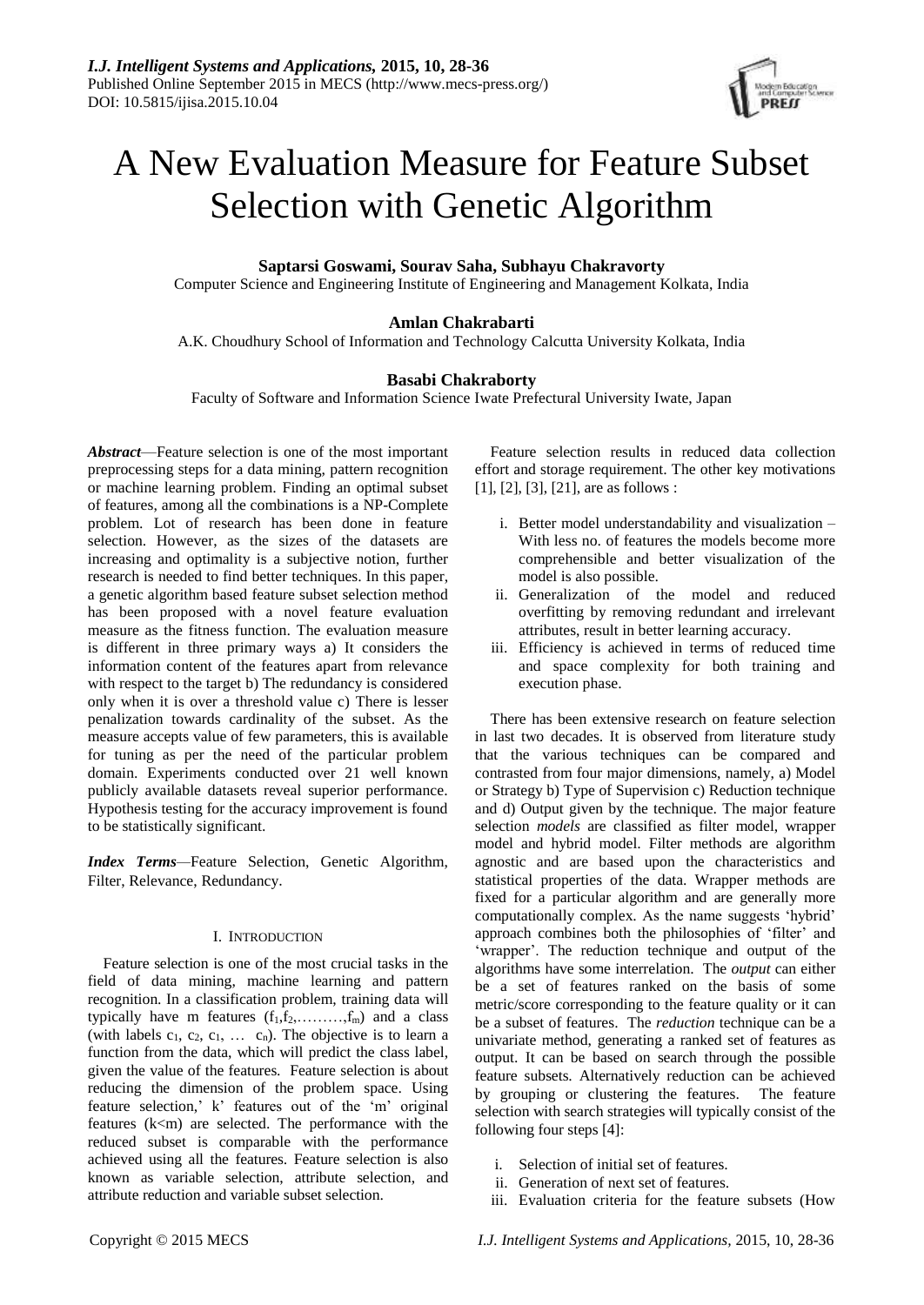# A New Evaluation Measure for Feature Subset Selection with Genetic Algorithm

**Saptarsi Goswami, Sourav Saha, Subhayu Chakravorty**

Computer Science and Engineering Institute of Engineering and Management Kolkata, India

**Amlan Chakrabarti**

A.K. Choudhury School of Information and Technology Calcutta University Kolkata, India

**Basabi Chakraborty**

Faculty of Software and Information Science Iwate Prefectural University Iwate, Japan

***Abstract***—Feature selection is one of the most important preprocessing steps for a data mining, pattern recognition or machine learning problem. Finding an optimal subset of features, among all the combinations is a NP-Complete problem. Lot of research has been done in feature selection. However, as the sizes of the datasets are increasing and optimality is a subjective notion, further research is needed to find better techniques. In this paper, a genetic algorithm based feature subset selection method has been proposed with a novel feature evaluation measure as the fitness function. The evaluation measure is different in three primary ways a) It considers the information content of the features apart from relevance with respect to the target b) The redundancy is considered only when it is over a threshold value c) There is lesser penalization towards cardinality of the subset. As the measure accepts value of few parameters, this is available for tuning as per the need of the particular problem domain. Experiments conducted over 21 well known publicly available datasets reveal superior performance. Hypothesis testing for the accuracy improvement is found to be statistically significant.

***Index Terms***—Feature Selection, Genetic Algorithm, Filter, Relevance, Redundancy.

## I. INTRODUCTION

Feature selection is one of the most crucial tasks in the field of data mining, machine learning and pattern recognition. In a classification problem, training data will typically have m features ($f_1, f_2, \ldots\ldots\ldots, f_m$) and a class (with labels $c_1$, $c_2$, $c_1$, … $c_n$). The objective is to learn a function from the data, which will predict the class label, given the value of the features. Feature selection is about reducing the dimension of the problem space. Using feature selection,' k' features out of the 'm' original features (k<m) are selected. The performance with the reduced subset is comparable with the performance achieved using all the features. Feature selection is also known as variable selection, attribute selection, and attribute reduction and variable subset selection.

Feature selection results in reduced data collection effort and storage requirement. The other key motivations [1], [2], [3], [21], are as follows :

i. Better model understandability and visualization – With less no. of features the models become more comprehensible and better visualization of the model is also possible.
ii. Generalization of the model and reduced overfitting by removing redundant and irrelevant attributes, result in better learning accuracy.
iii. Efficiency is achieved in terms of reduced time and space complexity for both training and execution phase.

There has been extensive research on feature selection in last two decades. It is observed from literature study that the various techniques can be compared and contrasted from four major dimensions, namely, a) Model or Strategy b) Type of Supervision c) Reduction technique and d) Output given by the technique. The major feature selection *models* are classified as filter model, wrapper model and hybrid model. Filter methods are algorithm agnostic and are based upon the characteristics and statistical properties of the data. Wrapper methods are fixed for a particular algorithm and are generally more computationally complex. As the name suggests 'hybrid' approach combines both the philosophies of 'filter' and 'wrapper'. The reduction technique and output of the algorithms have some interrelation. The *output* can either be a set of features ranked on the basis of some metric/score corresponding to the feature quality or it can be a subset of features. The *reduction* technique can be a univariate method, generating a ranked set of features as output. It can be based on search through the possible feature subsets. Alternatively reduction can be achieved by grouping or clustering the features. The feature selection with search strategies will typically consist of the following four steps [4]:

i. Selection of initial set of features.
ii. Generation of next set of features.
iii. Evaluation criteria for the feature subsets (How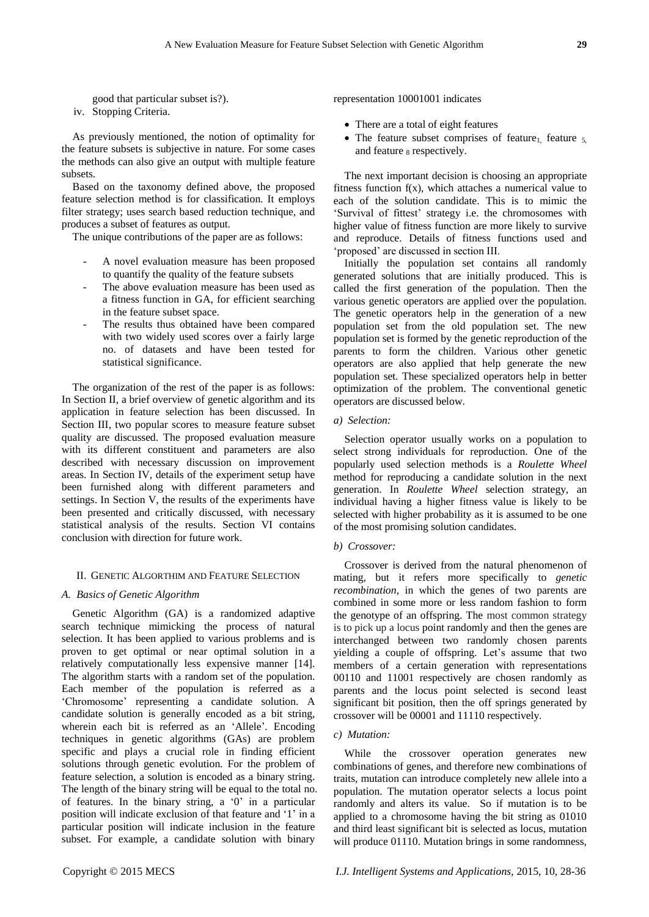good that particular subset is?).

iv. Stopping Criteria.

As previously mentioned, the notion of optimality for the feature subsets is subjective in nature. For some cases the methods can also give an output with multiple feature subsets.

Based on the taxonomy defined above, the proposed feature selection method is for classification. It employs filter strategy; uses search based reduction technique, and produces a subset of features as output.

The unique contributions of the paper are as follows:

- A novel evaluation measure has been proposed to quantify the quality of the feature subsets
- The above evaluation measure has been used as a fitness function in GA, for efficient searching in the feature subset space.
- The results thus obtained have been compared with two widely used scores over a fairly large no. of datasets and have been tested for statistical significance.

The organization of the rest of the paper is as follows: In Section II, a brief overview of genetic algorithm and its application in feature selection has been discussed. In Section III, two popular scores to measure feature subset quality are discussed. The proposed evaluation measure with its different constituent and parameters are also described with necessary discussion on improvement areas. In Section IV, details of the experiment setup have been furnished along with different parameters and settings. In Section V, the results of the experiments have been presented and critically discussed, with necessary statistical analysis of the results. Section VI contains conclusion with direction for future work.

## II. Genetic Algorthim and Feature Selection

### A. Basics of Genetic Algorithm

Genetic Algorithm (GA) is a randomized adaptive search technique mimicking the process of natural selection. It has been applied to various problems and is proven to get optimal or near optimal solution in a relatively computationally less expensive manner [14]. The algorithm starts with a random set of the population. Each member of the population is referred as a 'Chromosome' representing a candidate solution. A candidate solution is generally encoded as a bit string, wherein each bit is referred as an 'Allele'. Encoding techniques in genetic algorithms (GAs) are problem specific and plays a crucial role in finding efficient solutions through genetic evolution. For the problem of feature selection, a solution is encoded as a binary string. The length of the binary string will be equal to the total no. of features. In the binary string, a '0' in a particular position will indicate exclusion of that feature and '1' in a particular position will indicate inclusion in the feature subset. For example, a candidate solution with binary representation 10001001 indicates

- There are a total of eight features
- The feature subset comprises of feature$_1$, feature $_5$, and feature $_8$ respectively.

The next important decision is choosing an appropriate fitness function f(x), which attaches a numerical value to each of the solution candidate. This is to mimic the 'Survival of fittest' strategy i.e. the chromosomes with higher value of fitness function are more likely to survive and reproduce. Details of fitness functions used and 'proposed' are discussed in section III.

Initially the population set contains all randomly generated solutions that are initially produced. This is called the first generation of the population. Then the various genetic operators are applied over the population. The genetic operators help in the generation of a new population set from the old population set. The new population set is formed by the genetic reproduction of the parents to form the children. Various other genetic operators are also applied that help generate the new population set. These specialized operators help in better optimization of the problem. The conventional genetic operators are discussed below.

*a) Selection:*

Selection operator usually works on a population to select strong individuals for reproduction. One of the popularly used selection methods is a *Roulette Wheel* method for reproducing a candidate solution in the next generation. In *Roulette Wheel* selection strategy, an individual having a higher fitness value is likely to be selected with higher probability as it is assumed to be one of the most promising solution candidates.

*b) Crossover:*

Crossover is derived from the natural phenomenon of mating, but it refers more specifically to *genetic recombination*, in which the genes of two parents are combined in some more or less random fashion to form the genotype of an offspring. The most common strategy is to pick up a locus point randomly and then the genes are interchanged between two randomly chosen parents yielding a couple of offspring. Let's assume that two members of a certain generation with representations 00110 and 11001 respectively are chosen randomly as parents and the locus point selected is second least significant bit position, then the off springs generated by crossover will be 00001 and 11110 respectively.

*c) Mutation:*

While the crossover operation generates new combinations of genes, and therefore new combinations of traits, mutation can introduce completely new allele into a population. The mutation operator selects a locus point randomly and alters its value. So if mutation is to be applied to a chromosome having the bit string as 01010 and third least significant bit is selected as locus, mutation will produce 01110. Mutation brings in some randomness,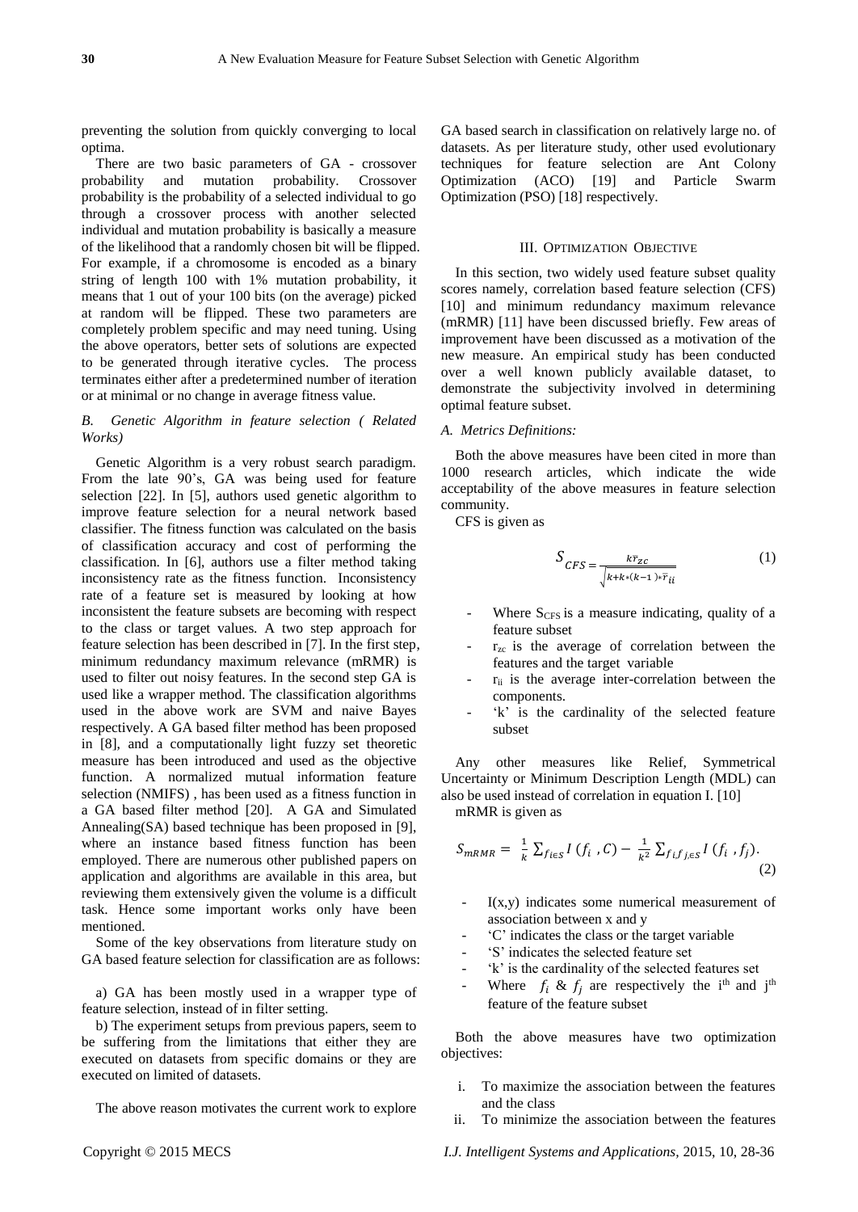preventing the solution from quickly converging to local optima.

There are two basic parameters of GA - crossover probability and mutation probability. Crossover probability is the probability of a selected individual to go through a crossover process with another selected individual and mutation probability is basically a measure of the likelihood that a randomly chosen bit will be flipped. For example, if a chromosome is encoded as a binary string of length 100 with 1% mutation probability, it means that 1 out of your 100 bits (on the average) picked at random will be flipped. These two parameters are completely problem specific and may need tuning. Using the above operators, better sets of solutions are expected to be generated through iterative cycles. The process terminates either after a predetermined number of iteration or at minimal or no change in average fitness value.

### *B. Genetic Algorithm in feature selection ( Related Works)*

Genetic Algorithm is a very robust search paradigm. From the late 90's, GA was being used for feature selection [22]. In [5], authors used genetic algorithm to improve feature selection for a neural network based classifier. The fitness function was calculated on the basis of classification accuracy and cost of performing the classification. In [6], authors use a filter method taking inconsistency rate as the fitness function. Inconsistency rate of a feature set is measured by looking at how inconsistent the feature subsets are becoming with respect to the class or target values. A two step approach for feature selection has been described in [7]. In the first step, minimum redundancy maximum relevance (mRMR) is used to filter out noisy features. In the second step GA is used like a wrapper method. The classification algorithms used in the above work are SVM and naive Bayes respectively. A GA based filter method has been proposed in [8], and a computationally light fuzzy set theoretic measure has been introduced and used as the objective function. A normalized mutual information feature selection (NMIFS) , has been used as a fitness function in a GA based filter method [20]. A GA and Simulated Annealing(SA) based technique has been proposed in [9], where an instance based fitness function has been employed. There are numerous other published papers on application and algorithms are available in this area, but reviewing them extensively given the volume is a difficult task. Hence some important works only have been mentioned.

Some of the key observations from literature study on GA based feature selection for classification are as follows:

a) GA has been mostly used in a wrapper type of feature selection, instead of in filter setting.

b) The experiment setups from previous papers, seem to be suffering from the limitations that either they are executed on datasets from specific domains or they are executed on limited of datasets.

The above reason motivates the current work to explore GA based search in classification on relatively large no. of datasets. As per literature study, other used evolutionary techniques for feature selection are Ant Colony Optimization (ACO) [19] and Particle Swarm Optimization (PSO) [18] respectively.

## III. Optimization Objective

In this section, two widely used feature subset quality scores namely, correlation based feature selection (CFS) [10] and minimum redundancy maximum relevance (mRMR) [11] have been discussed briefly. Few areas of improvement have been discussed as a motivation of the new measure. An empirical study has been conducted over a well known publicly available dataset, to demonstrate the subjectivity involved in determining optimal feature subset.

### *A. Metrics Definitions:*

Both the above measures have been cited in more than 1000 research articles, which indicate the wide acceptability of the above measures in feature selection community.

CFS is given as

$$S_{CFS} = \frac{k\bar{r}_{zc}}{\sqrt{k+k*(k-1)*\bar{r}_{ii}}} \quad (1)$$

- Where $S_{CFS}$ is a measure indicating, quality of a feature subset
- $r_{zc}$ is the average of correlation between the features and the target variable
- $r_{ii}$ is the average inter-correlation between the components.
- 'k' is the cardinality of the selected feature subset

Any other measures like Relief, Symmetrical Uncertainty or Minimum Description Length (MDL) can also be used instead of correlation in equation I. [10]

mRMR is given as

$$S_{mRMR} = \frac{1}{k}\sum_{f_i \in S} I(f_i, C) - \frac{1}{k^2}\sum_{f_i, f_j \in S} I(f_i, f_j). \quad (2)$$

- $I(x,y)$ indicates some numerical measurement of association between x and y
- 'C' indicates the class or the target variable
- 'S' indicates the selected feature set
- 'k' is the cardinality of the selected features set
- Where $f_i$ & $f_j$ are respectively the i[th] and j[th] feature of the feature subset

Both the above measures have two optimization objectives:

i. To maximize the association between the features and the class
ii. To minimize the association between the features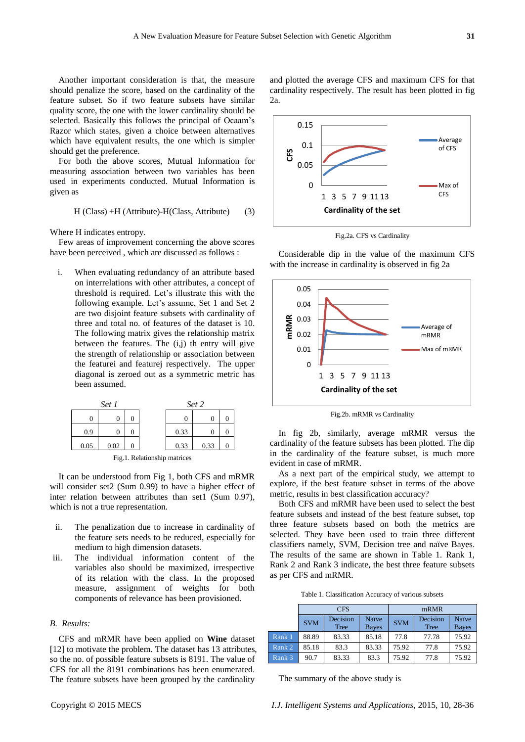Another important consideration is that, the measure should penalize the score, based on the cardinality of the feature subset. So if two feature subsets have similar quality score, the one with the lower cardinality should be selected. Basically this follows the principal of Ocaam's Razor which states, given a choice between alternatives which have equivalent results, the one which is simpler should get the preference.

For both the above scores, Mutual Information for measuring association between two variables has been used in experiments conducted. Mutual Information is given as

$$H\ (Class) + H\ (Attribute) - H(Class,\ Attribute) \qquad (3)$$

Where H indicates entropy.

Few areas of improvement concerning the above scores have been perceived , which are discussed as follows :

i. When evaluating redundancy of an attribute based on interrelations with other attributes, a concept of threshold is required. Let's illustrate this with the following example. Let's assume, Set 1 and Set 2 are two disjoint feature subsets with cardinality of three and total no. of features of the dataset is 10. The following matrix gives the relationship matrix between the features. The (i,j) th entry will give the strength of relationship or association between the featurei and featurej respectively. The upper diagonal is zeroed out as a symmetric metric has been assumed.

*Set 1*

| | | |
|---|---|---|
| 0 | 0 | 0 |
| 0.9 | 0 | 0 |
| 0.05 | 0.02 | 0 |

*Set 2*

| | | |
|---|---|---|
| 0 | 0 | 0 |
| 0.33 | 0 | 0 |
| 0.33 | 0.33 | 0 |

Fig.1. Relationship matrices

It can be understood from Fig 1, both CFS and mRMR will consider set2 (Sum 0.99) to have a higher effect of inter relation between attributes than set1 (Sum 0.97), which is not a true representation.

ii. The penalization due to increase in cardinality of the feature sets needs to be reduced, especially for medium to high dimension datasets.

iii. The individual information content of the variables also should be maximized, irrespective of its relation with the class. In the proposed measure, assignment of weights for both components of relevance has been provisioned.

## B. *Results:*

CFS and mRMR have been applied on **Wine** dataset [12] to motivate the problem. The dataset has 13 attributes, so the no. of possible feature subsets is 8191. The value of CFS for all the 8191 combinations has been enumerated. The feature subsets have been grouped by the cardinality and plotted the average CFS and maximum CFS for that cardinality respectively. The result has been plotted in fig 2a.

Fig.2a. CFS vs Cardinality

Considerable dip in the value of the maximum CFS with the increase in cardinality is observed in fig 2a

Fig.2b. mRMR vs Cardinality

In fig 2b, similarly, average mRMR versus the cardinality of the feature subsets has been plotted. The dip in the cardinality of the feature subset, is much more evident in case of mRMR.

As a next part of the empirical study, we attempt to explore, if the best feature subset in terms of the above metric, results in best classification accuracy?

Both CFS and mRMR have been used to select the best feature subsets and instead of the best feature subset, top three feature subsets based on both the metrics are selected. They have been used to train three different classifiers namely, SVM, Decision tree and naïve Bayes. The results of the same are shown in Table 1. Rank 1, Rank 2 and Rank 3 indicate, the best three feature subsets as per CFS and mRMR.

Table 1. Classification Accuracy of various subsets

| | CFS | | | mRMR | | |
|---|---|---|---|---|---|---|
| | SVM | Decision Tree | Naïve Bayes | SVM | Decision Tree | Naïve Bayes |
| Rank 1 | 88.89 | 83.33 | 85.18 | 77.8 | 77.78 | 75.92 |
| Rank 2 | 85.18 | 83.3 | 83.33 | 75.92 | 77.8 | 75.92 |
| Rank 3 | 90.7 | 83.33 | 83.3 | 75.92 | 77.8 | 75.92 |

The summary of the above study is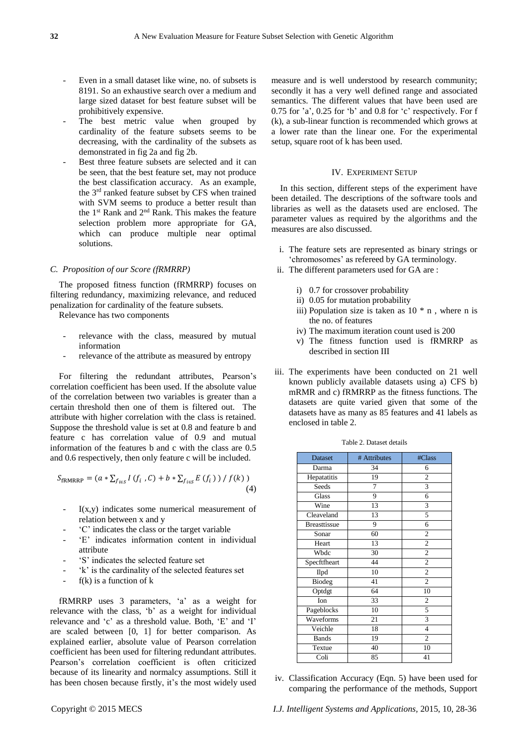- Even in a small dataset like wine, no. of subsets is 8191. So an exhaustive search over a medium and large sized dataset for best feature subset will be prohibitively expensive.
- The best metric value when grouped by cardinality of the feature subsets seems to be decreasing, with the cardinality of the subsets as demonstrated in fig 2a and fig 2b.
- Best three feature subsets are selected and it can be seen, that the best feature set, may not produce the best classification accuracy. As an example, the 3rd ranked feature subset by CFS when trained with SVM seems to produce a better result than the 1st Rank and 2nd Rank. This makes the feature selection problem more appropriate for GA, which can produce multiple near optimal solutions.

### *C. Proposition of our Score (fRMRRP)*

The proposed fitness function (fRMRRP) focuses on filtering redundancy, maximizing relevance, and reduced penalization for cardinality of the feature subsets.

Relevance has two components

- relevance with the class, measured by mutual information
- relevance of the attribute as measured by entropy

For filtering the redundant attributes, Pearson's correlation coefficient has been used. If the absolute value of the correlation between two variables is greater than a certain threshold then one of them is filtered out. The attribute with higher correlation with the class is retained. Suppose the threshold value is set at 0.8 and feature b and feature c has correlation value of 0.9 and mutual information of the features b and c with the class are 0.5 and 0.6 respectively, then only feature c will be included.

$$S_{\text{fRMRRP}} = (a * \textstyle\sum_{f_i \in S} I\,(f_i\ , C) + b * \sum_{f_i \in S} E\,(f_i)\,)\ /\ f(k)\ ) \quad (4)$$

- $I(x,y)$ indicates some numerical measurement of relation between x and y
- 'C' indicates the class or the target variable
- 'E' indicates information content in individual attribute
- 'S' indicates the selected feature set
- 'k' is the cardinality of the selected features set
- $f(k)$ is a function of k

fRMRRP uses 3 parameters, 'a' as a weight for relevance with the class, 'b' as a weight for individual relevance and 'c' as a threshold value. Both, 'E' and 'I' are scaled between [0, 1] for better comparison. As explained earlier, absolute value of Pearson correlation coefficient has been used for filtering redundant attributes. Pearson's correlation coefficient is often criticized because of its linearity and normalcy assumptions. Still it has been chosen because firstly, it's the most widely used measure and is well understood by research community; secondly it has a very well defined range and associated semantics. The different values that have been used are 0.75 for 'a', 0.25 for 'b' and 0.8 for 'c' respectively. For f (k), a sub-linear function is recommended which grows at a lower rate than the linear one. For the experimental setup, square root of k has been used.

## IV. Experiment Setup

In this section, different steps of the experiment have been detailed. The descriptions of the software tools and libraries as well as the datasets used are enclosed. The parameter values as required by the algorithms and the measures are also discussed.

i. The feature sets are represented as binary strings or 'chromosomes' as refereed by GA terminology.
ii. The different parameters used for GA are :
    i) 0.7 for crossover probability
    ii) 0.05 for mutation probability
    iii) Population size is taken as 10 * n , where n is the no. of features
    iv) The maximum iteration count used is 200
    v) The fitness function used is fRMRRP as described in section III
iii. The experiments have been conducted on 21 well known publicly available datasets using a) CFS b) mRMR and c) fRMRRP as the fitness functions. The datasets are quite varied given that some of the datasets have as many as 85 features and 41 labels as enclosed in table 2.

Table 2. Dataset details

| Dataset | # Attributes | #Class |
|---|---|---|
| Darma | 34 | 6 |
| Hepatatitis | 19 | 2 |
| Seeds | 7 | 3 |
| Glass | 9 | 6 |
| Wine | 13 | 3 |
| Cleaveland | 13 | 5 |
| Breasttissue | 9 | 6 |
| Sonar | 60 | 2 |
| Heart | 13 | 2 |
| Wbdc | 30 | 2 |
| Specftheart | 44 | 2 |
| Ilpd | 10 | 2 |
| Biodeg | 41 | 2 |
| Optdgt | 64 | 10 |
| Ion | 33 | 2 |
| Pageblocks | 10 | 5 |
| Waveforms | 21 | 3 |
| Veichle | 18 | 4 |
| Bands | 19 | 2 |
| Textue | 40 | 10 |
| Coli | 85 | 41 |

iv. Classification Accuracy (Eqn. 5) have been used for comparing the performance of the methods, Support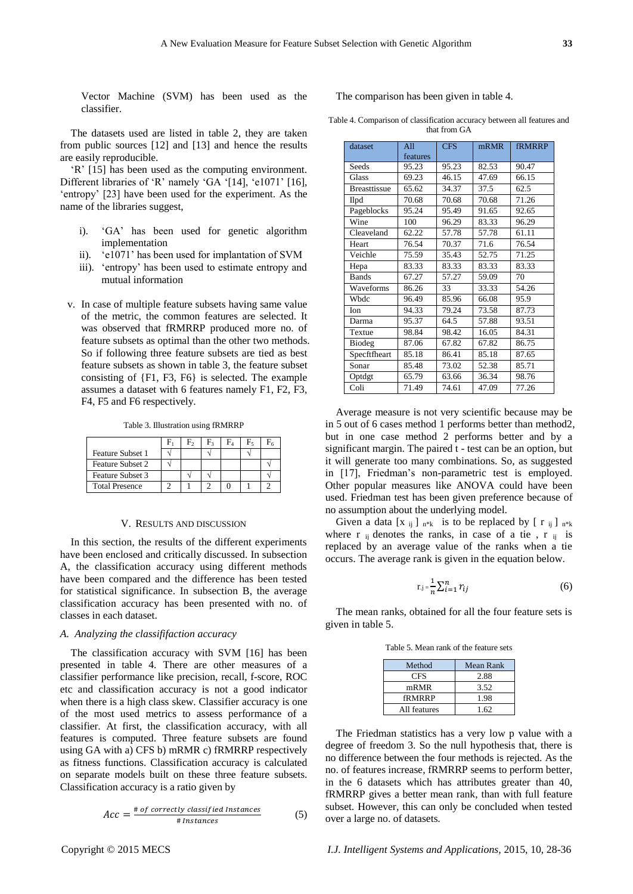Vector Machine (SVM) has been used as the classifier.

The datasets used are listed in table 2, they are taken from public sources [12] and [13] and hence the results are easily reproducible.

'R' [15] has been used as the computing environment. Different libraries of 'R' namely 'GA '[14], 'e1071' [16], 'entropy' [23] have been used for the experiment. As the name of the libraries suggest,

i). 'GA' has been used for genetic algorithm implementation
ii). 'e1071' has been used for implantation of SVM
iii). 'entropy' has been used to estimate entropy and mutual information

v. In case of multiple feature subsets having same value of the metric, the common features are selected. It was observed that fRMRRP produced more no. of feature subsets as optimal than the other two methods. So if following three feature subsets are tied as best feature subsets as shown in table 3, the feature subset consisting of {F1, F3, F6} is selected. The example assumes a dataset with 6 features namely F1, F2, F3, F4, F5 and F6 respectively.

Table 3. Illustration using fRMRRP

| | $F_1$ | $F_2$ | $F_3$ | $F_4$ | $F_5$ | $F_6$ |
|---|---|---|---|---|---|---|
| Feature Subset 1 | √ | | √ | | √ | |
| Feature Subset 2 | √ | | | | | √ |
| Feature Subset 3 | | √ | √ | | | √ |
| Total Presence | 2 | 1 | 2 | 0 | 1 | 2 |

## V. Results and Discussion

In this section, the results of the different experiments have been enclosed and critically discussed. In subsection A, the classification accuracy using different methods have been compared and the difference has been tested for statistical significance. In subsection B, the average classification accuracy has been presented with no. of classes in each dataset.

### *A. Analyzing the classiffaction accuracy*

The classification accuracy with SVM [16] has been presented in table 4. There are other measures of a classifier performance like precision, recall, f-score, ROC etc and classification accuracy is not a good indicator when there is a high class skew. Classifier accuracy is one of the most used metrics to assess performance of a classifier. At first, the classification accuracy, with all features is computed. Three feature subsets are found using GA with a) CFS b) mRMR c) fRMRRP respectively as fitness functions. Classification accuracy is calculated on separate models built on these three feature subsets. Classification accuracy is a ratio given by

$$Acc = \frac{\#\, of\ correctly\ classified\ Instances}{\#\, Instances} \tag{5}$$

The comparison has been given in table 4.

Table 4. Comparison of classification accuracy between all features and that from GA

| dataset | All features | CFS | mRMR | fRMRRP |
|---|---|---|---|---|
| Seeds | 95.23 | 95.23 | 82.53 | 90.47 |
| Glass | 69.23 | 46.15 | 47.69 | 66.15 |
| Breasttissue | 65.62 | 34.37 | 37.5 | 62.5 |
| Ilpd | 70.68 | 70.68 | 70.68 | 71.26 |
| Pageblocks | 95.24 | 95.49 | 91.65 | 92.65 |
| Wine | 100 | 96.29 | 83.33 | 96.29 |
| Cleaveland | 62.22 | 57.78 | 57.78 | 61.11 |
| Heart | 76.54 | 70.37 | 71.6 | 76.54 |
| Veichle | 75.59 | 35.43 | 52.75 | 71.25 |
| Hepa | 83.33 | 83.33 | 83.33 | 83.33 |
| Bands | 67.27 | 57.27 | 59.09 | 70 |
| Waveforms | 86.26 | 33 | 33.33 | 54.26 |
| Wbdc | 96.49 | 85.96 | 66.08 | 95.9 |
| Ion | 94.33 | 79.24 | 73.58 | 87.73 |
| Darma | 95.37 | 64.5 | 57.88 | 93.51 |
| Textue | 98.84 | 98.42 | 16.05 | 84.31 |
| Biodeg | 87.06 | 67.82 | 67.82 | 86.75 |
| Specftheart | 85.18 | 86.41 | 85.18 | 87.65 |
| Sonar | 85.48 | 73.02 | 52.38 | 85.71 |
| Optdgt | 65.79 | 63.66 | 36.34 | 98.76 |
| Coli | 71.49 | 74.61 | 47.09 | 77.26 |

Average measure is not very scientific because may be in 5 out of 6 cases method 1 performs better than method2, but in one case method 2 performs better and by a significant margin. The paired t - test can be an option, but it will generate too many combinations. So, as suggested in [17], Friedman's non-parametric test is employed. Other popular measures like ANOVA could have been used. Friedman test has been given preference because of no assumption about the underlying model.

Given a data $[x_{ij}]_{n*k}$ is to be replaced by $[r_{ij}]_{n*k}$ where $r_{ij}$ denotes the ranks, in case of a tie, $r_{ij}$ is replaced by an average value of the ranks when a tie occurs. The average rank is given in the equation below.

$$r_{.j} = \frac{1}{n}\sum_{i=1}^{n} r_{ij} \tag{6}$$

The mean ranks, obtained for all the four feature sets is given in table 5.

Table 5. Mean rank of the feature sets

| Method | Mean Rank |
|---|---|
| CFS | 2.88 |
| mRMR | 3.52 |
| fRMRRP | 1.98 |
| All features | 1.62 |

The Friedman statistics has a very low p value with a degree of freedom 3. So the null hypothesis that, there is no difference between the four methods is rejected. As the no. of features increase, fRMRRP seems to perform better, in the 6 datasets which has attributes greater than 40, fRMRRP gives a better mean rank, than with full feature subset. However, this can only be concluded when tested over a large no. of datasets.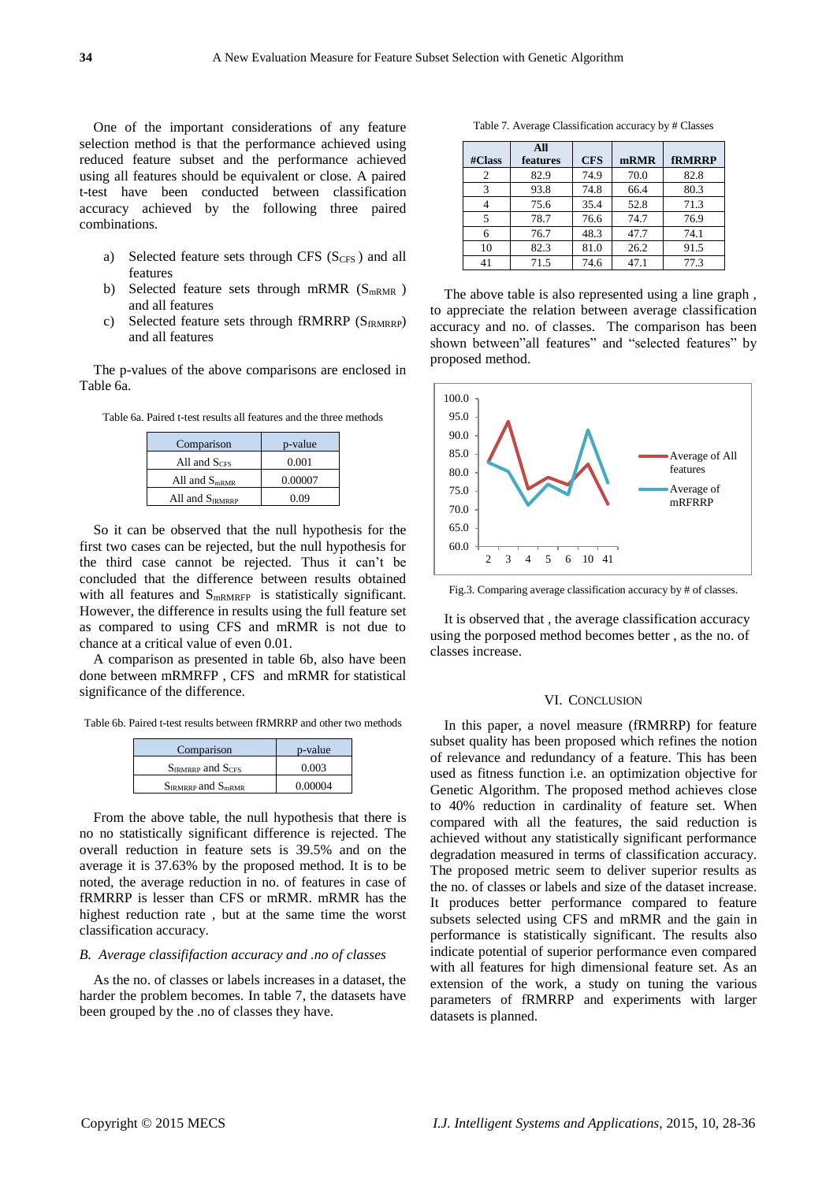One of the important considerations of any feature selection method is that the performance achieved using reduced feature subset and the performance achieved using all features should be equivalent or close. A paired t-test have been conducted between classification accuracy achieved by the following three paired combinations.

a) Selected feature sets through CFS ($S_{CFS}$ ) and all features
b) Selected feature sets through mRMR ($S_{mRMR}$ ) and all features
c) Selected feature sets through fRMRRP ($S_{fRMRRP}$) and all features

The p-values of the above comparisons are enclosed in Table 6a.

Table 6a. Paired t-test results all features and the three methods

| Comparison | p-value |
|---|---|
| All and $S_{CFS}$ | 0.001 |
| All and $S_{mRMR}$ | 0.00007 |
| All and $S_{fRMRRP}$ | 0.09 |

So it can be observed that the null hypothesis for the first two cases can be rejected, but the null hypothesis for the third case cannot be rejected. Thus it can't be concluded that the difference between results obtained with all features and $S_{mRMRFP}$ is statistically significant. However, the difference in results using the full feature set as compared to using CFS and mRMR is not due to chance at a critical value of even 0.01.

A comparison as presented in table 6b, also have been done between mRMRFP , CFS and mRMR for statistical significance of the difference.

Table 6b. Paired t-test results between fRMRRP and other two methods

| Comparison | p-value |
|---|---|
| $S_{fRMRRP}$ and $S_{CFS}$ | 0.003 |
| $S_{fRMRRP}$ and $S_{mRMR}$ | 0.00004 |

From the above table, the null hypothesis that there is no no statistically significant difference is rejected. The overall reduction in feature sets is 39.5% and on the average it is 37.63% by the proposed method. It is to be noted, the average reduction in no. of features in case of fRMRRP is lesser than CFS or mRMR. mRMR has the highest reduction rate , but at the same time the worst classification accuracy.

*B. Average classififaction accuracy and .no of classes*

As the no. of classes or labels increases in a dataset, the harder the problem becomes. In table 7, the datasets have been grouped by the .no of classes they have.

Table 7. Average Classification accuracy by # Classes

| #Class | All features | CFS | mRMR | fRMRRP |
|---|---|---|---|---|
| 2 | 82.9 | 74.9 | 70.0 | 82.8 |
| 3 | 93.8 | 74.8 | 66.4 | 80.3 |
| 4 | 75.6 | 35.4 | 52.8 | 71.3 |
| 5 | 78.7 | 76.6 | 74.7 | 76.9 |
| 6 | 76.7 | 48.3 | 47.7 | 74.1 |
| 10 | 82.3 | 81.0 | 26.2 | 91.5 |
| 41 | 71.5 | 74.6 | 47.1 | 77.3 |

The above table is also represented using a line graph , to appreciate the relation between average classification accuracy and no. of classes. The comparison has been shown between"all features" and "selected features" by proposed method.

Fig.3. Comparing average classification accuracy by # of classes.

It is observed that , the average classification accuracy using the porposed method becomes better , as the no. of classes increase.

## VI. Conclusion

In this paper, a novel measure (fRMRRP) for feature subset quality has been proposed which refines the notion of relevance and redundancy of a feature. This has been used as fitness function i.e. an optimization objective for Genetic Algorithm. The proposed method achieves close to 40% reduction in cardinality of feature set. When compared with all the features, the said reduction is achieved without any statistically significant performance degradation measured in terms of classification accuracy. The proposed metric seem to deliver superior results as the no. of classes or labels and size of the dataset increase. It produces better performance compared to feature subsets selected using CFS and mRMR and the gain in performance is statistically significant. The results also indicate potential of superior performance even compared with all features for high dimensional feature set. As an extension of the work, a study on tuning the various parameters of fRMRRP and experiments with larger datasets is planned.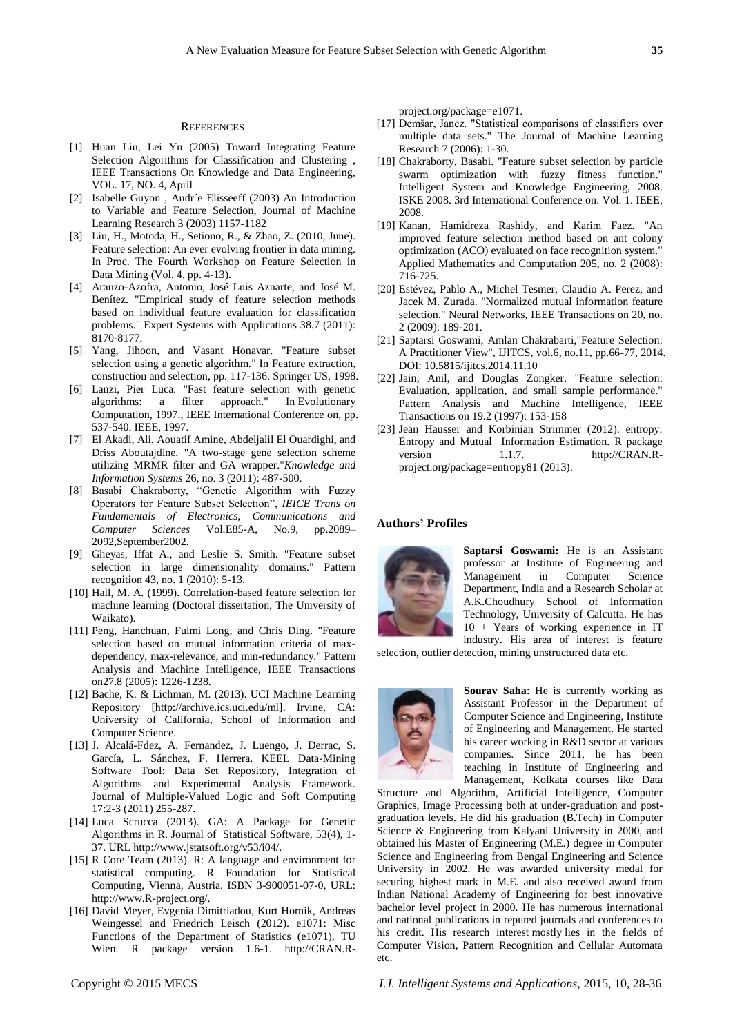## REFERENCES

[1] Huan Liu, Lei Yu (2005) Toward Integrating Feature Selection Algorithms for Classification and Clustering , IEEE Transactions On Knowledge and Data Engineering, VOL. 17, NO. 4, April

[2] Isabelle Guyon , Andr´e Elisseeff (2003) An Introduction to Variable and Feature Selection, Journal of Machine Learning Research 3 (2003) 1157-1182

[3] Liu, H., Motoda, H., Setiono, R., & Zhao, Z. (2010, June). Feature selection: An ever evolving frontier in data mining. In Proc. The Fourth Workshop on Feature Selection in Data Mining (Vol. 4, pp. 4-13).

[4] Arauzo-Azofra, Antonio, José Luis Aznarte, and José M. Benítez. "Empirical study of feature selection methods based on individual feature evaluation for classification problems." Expert Systems with Applications 38.7 (2011): 8170-8177.

[5] Yang, Jihoon, and Vasant Honavar. "Feature subset selection using a genetic algorithm." In Feature extraction, construction and selection, pp. 117-136. Springer US, 1998.

[6] Lanzi, Pier Luca. "Fast feature selection with genetic algorithms: a filter approach." In Evolutionary Computation, 1997., IEEE International Conference on, pp. 537-540. IEEE, 1997.

[7] El Akadi, Ali, Aouatif Amine, Abdeljalil El Ouardighi, and Driss Aboutajdine. "A two-stage gene selection scheme utilizing MRMR filter and GA wrapper."*Knowledge and Information Systems* 26, no. 3 (2011): 487-500.

[8] Basabi Chakraborty, "Genetic Algorithm with Fuzzy Operators for Feature Subset Selection", *IEICE Trans on Fundamentals of Electronics, Communications and Computer Sciences* Vol.E85-A, No.9, pp.2089–2092,September2002.

[9] Gheyas, Iffat A., and Leslie S. Smith. "Feature subset selection in large dimensionality domains." Pattern recognition 43, no. 1 (2010): 5-13.

[10] Hall, M. A. (1999). Correlation-based feature selection for machine learning (Doctoral dissertation, The University of Waikato).

[11] Peng, Hanchuan, Fulmi Long, and Chris Ding. "Feature selection based on mutual information criteria of max-dependency, max-relevance, and min-redundancy." Pattern Analysis and Machine Intelligence, IEEE Transactions on27.8 (2005): 1226-1238.

[12] Bache, K. & Lichman, M. (2013). UCI Machine Learning Repository [http://archive.ics.uci.edu/ml]. Irvine, CA: University of California, School of Information and Computer Science.

[13] J. Alcalá-Fdez, A. Fernandez, J. Luengo, J. Derrac, S. García, L. Sánchez, F. Herrera. KEEL Data-Mining Software Tool: Data Set Repository, Integration of Algorithms and Experimental Analysis Framework. Journal of Multiple-Valued Logic and Soft Computing 17:2-3 (2011) 255-287.

[14] Luca Scrucca (2013). GA: A Package for Genetic Algorithms in R. Journal of Statistical Software, 53(4), 1-37. URL http://www.jstatsoft.org/v53/i04/.

[15] R Core Team (2013). R: A language and environment for statistical computing. R Foundation for Statistical Computing, Vienna, Austria. ISBN 3-900051-07-0, URL: http://www.R-project.org/.

[16] David Meyer, Evgenia Dimitriadou, Kurt Hornik, Andreas Weingessel and Friedrich Leisch (2012). e1071: Misc Functions of the Department of Statistics (e1071), TU Wien. R package version 1.6-1. http://CRAN.R-project.org/package=e1071.

[17] Demšar, Janez. "Statistical comparisons of classifiers over multiple data sets." The Journal of Machine Learning Research 7 (2006): 1-30.

[18] Chakraborty, Basabi. "Feature subset selection by particle swarm optimization with fuzzy fitness function." Intelligent System and Knowledge Engineering, 2008. ISKE 2008. 3rd International Conference on. Vol. 1. IEEE, 2008.

[19] Kanan, Hamidreza Rashidy, and Karim Faez. "An improved feature selection method based on ant colony optimization (ACO) evaluated on face recognition system." Applied Mathematics and Computation 205, no. 2 (2008): 716-725.

[20] Estévez, Pablo A., Michel Tesmer, Claudio A. Perez, and Jacek M. Zurada. "Normalized mutual information feature selection." Neural Networks, IEEE Transactions on 20, no. 2 (2009): 189-201.

[21] Saptarsi Goswami, Amlan Chakrabarti,"Feature Selection: A Practitioner View", IJITCS, vol.6, no.11, pp.66-77, 2014. DOI: 10.5815/ijitcs.2014.11.10

[22] Jain, Anil, and Douglas Zongker. "Feature selection: Evaluation, application, and small sample performance." Pattern Analysis and Machine Intelligence, IEEE Transactions on 19.2 (1997): 153-158

[23] Jean Hausser and Korbinian Strimmer (2012). entropy: Entropy and Mutual Information Estimation. R package version 1.1.7. http://CRAN.R-project.org/package=entropy81 (2013).

## Authors' Profiles

**Saptarsi Goswami:** He is an Assistant professor at Institute of Engineering and Management in Computer Science Department, India and a Research Scholar at A.K.Choudhury School of Information Technology, University of Calcutta. He has 10 + Years of working experience in IT industry. His area of interest is feature selection, outlier detection, mining unstructured data etc.

**Sourav Saha**: He is currently working as Assistant Professor in the Department of Computer Science and Engineering, Institute of Engineering and Management. He started his career working in R&D sector at various companies. Since 2011, he has been teaching in Institute of Engineering and Management, Kolkata courses like Data Structure and Algorithm, Artificial Intelligence, Computer Graphics, Image Processing both at under-graduation and post-graduation levels. He did his graduation (B.Tech) in Computer Science & Engineering from Kalyani University in 2000, and obtained his Master of Engineering (M.E.) degree in Computer Science and Engineering from Bengal Engineering and Science University in 2002. He was awarded university medal for securing highest mark in M.E. and also received award from Indian National Academy of Engineering for best innovative bachelor level project in 2000. He has numerous international and national publications in reputed journals and conferences to his credit. His research interest mostly lies in the fields of Computer Vision, Pattern Recognition and Cellular Automata etc.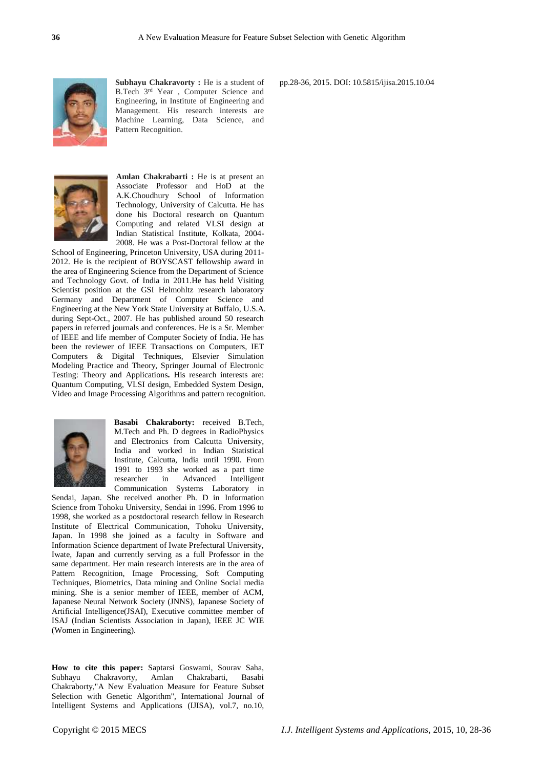**Subhayu Chakravorty :** He is a student of B.Tech 3rd Year , Computer Science and Engineering, in Institute of Engineering and Management. His research interests are Machine Learning, Data Science, and Pattern Recognition.

**Amlan Chakrabarti :** He is at present an Associate Professor and HoD at the A.K.Choudhury School of Information Technology, University of Calcutta. He has done his Doctoral research on Quantum Computing and related VLSI design at Indian Statistical Institute, Kolkata, 2004-2008. He was a Post-Doctoral fellow at the School of Engineering, Princeton University, USA during 2011-2012. He is the recipient of BOYSCAST fellowship award in the area of Engineering Science from the Department of Science and Technology Govt. of India in 2011.He has held Visiting Scientist position at the GSI Helmohltz research laboratory Germany and Department of Computer Science and Engineering at the New York State University at Buffalo, U.S.A. during Sept-Oct., 2007. He has published around 50 research papers in referred journals and conferences. He is a Sr. Member of IEEE and life member of Computer Society of India. He has been the reviewer of IEEE Transactions on Computers, IET Computers & Digital Techniques, Elsevier Simulation Modeling Practice and Theory, Springer Journal of Electronic Testing: Theory and Applications**.** His research interests are: Quantum Computing, VLSI design, Embedded System Design, Video and Image Processing Algorithms and pattern recognition.

**Basabi Chakraborty:** received B.Tech, M.Tech and Ph. D degrees in RadioPhysics and Electronics from Calcutta University, India and worked in Indian Statistical Institute, Calcutta, India until 1990. From 1991 to 1993 she worked as a part time researcher in Advanced Intelligent Communication Systems Laboratory in Sendai, Japan. She received another Ph. D in Information Science from Tohoku University, Sendai in 1996. From 1996 to 1998, she worked as a postdoctoral research fellow in Research Institute of Electrical Communication, Tohoku University, Japan. In 1998 she joined as a faculty in Software and Information Science department of Iwate Prefectural University, Iwate, Japan and currently serving as a full Professor in the same department. Her main research interests are in the area of Pattern Recognition, Image Processing, Soft Computing Techniques, Biometrics, Data mining and Online Social media mining. She is a senior member of IEEE, member of ACM, Japanese Neural Network Society (JNNS), Japanese Society of Artificial Intelligence(JSAI), Executive committee member of ISAJ (Indian Scientists Association in Japan), IEEE JC WIE (Women in Engineering).

**How to cite this paper:** Saptarsi Goswami, Sourav Saha, Subhayu Chakravorty, Amlan Chakrabarti, Basabi Chakraborty,"A New Evaluation Measure for Feature Subset Selection with Genetic Algorithm", International Journal of Intelligent Systems and Applications (IJISA), vol.7, no.10, pp.28-36, 2015. DOI: 10.5815/ijisa.2015.10.04